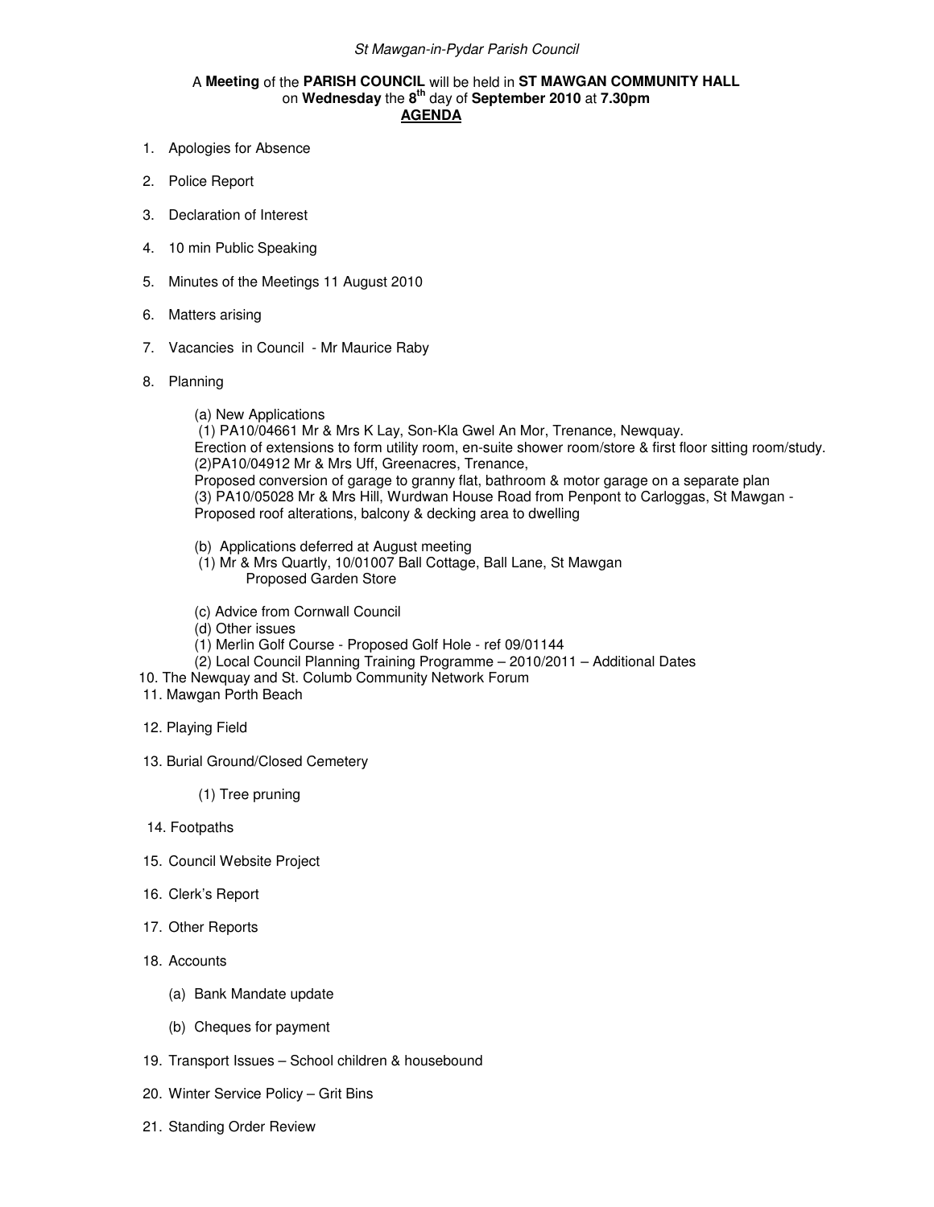*St Mawgan-in-Pydar Parish Council*

A **Meeting** of the **PARISH COUNCIL** will be held in **ST MAWGAN COMMUNITY HALL** on **Wednesday** the **8th** day of **September 2010** at **7.30pm**

**AGENDA**

1. Apologies for Absence
2. Police Report
3. Declaration of Interest
4. 10 min Public Speaking
5. Minutes of the Meetings 11 August 2010
6. Matters arising
7. Vacancies in Council - Mr Maurice Raby
8. Planning

   (a) New Applications
   (1) PA10/04661 Mr & Mrs K Lay, Son-Kla Gwel An Mor, Trenance, Newquay.
   Erection of extensions to form utility room, en-suite shower room/store & first floor sitting room/study.
   (2)PA10/04912 Mr & Mrs Uff, Greenacres, Trenance,
   Proposed conversion of garage to granny flat, bathroom & motor garage on a separate plan
   (3) PA10/05028 Mr & Mrs Hill, Wurdwan House Road from Penpont to Carloggas, St Mawgan - Proposed roof alterations, balcony & decking area to dwelling

   (b) Applications deferred at August meeting
   (1) Mr & Mrs Quartly, 10/01007 Ball Cottage, Ball Lane, St Mawgan
   Proposed Garden Store

   (c) Advice from Cornwall Council
   (d) Other issues
   (1) Merlin Golf Course - Proposed Golf Hole - ref 09/01144
   (2) Local Council Planning Training Programme – 2010/2011 – Additional Dates

10. The Newquay and St. Columb Community Network Forum
11. Mawgan Porth Beach
12. Playing Field
13. Burial Ground/Closed Cemetery

    (1) Tree pruning

14. Footpaths
15. Council Website Project
16. Clerk's Report
17. Other Reports
18. Accounts

    (a) Bank Mandate update

    (b) Cheques for payment

19. Transport Issues – School children & housebound
20. Winter Service Policy – Grit Bins
21. Standing Order Review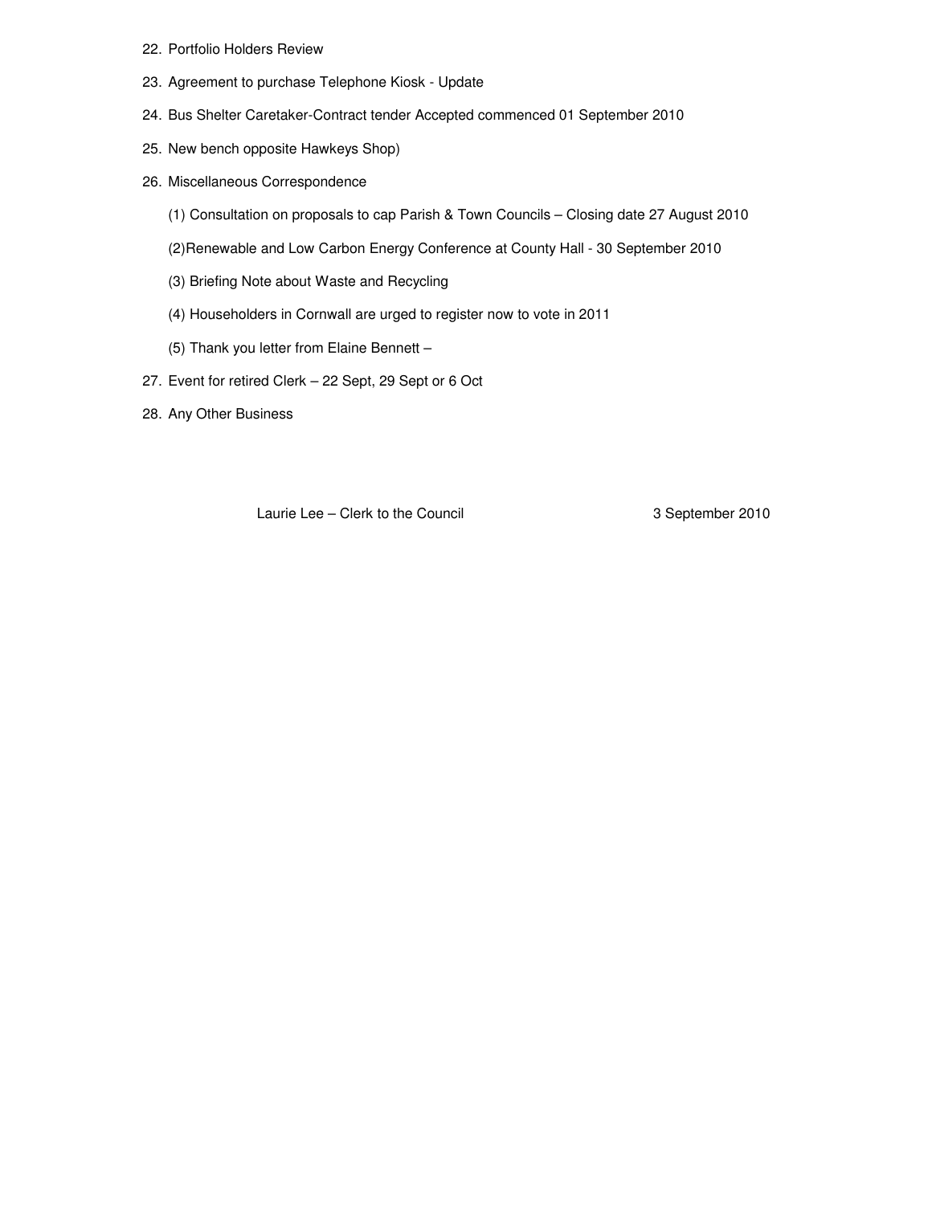22. Portfolio Holders Review
23. Agreement to purchase Telephone Kiosk - Update
24. Bus Shelter Caretaker-Contract tender Accepted commenced 01 September 2010
25. New bench opposite Hawkeys Shop)
26. Miscellaneous Correspondence

    (1) Consultation on proposals to cap Parish & Town Councils – Closing date 27 August 2010

    (2)Renewable and Low Carbon Energy Conference at County Hall - 30 September 2010

    (3) Briefing Note about Waste and Recycling

    (4) Householders in Cornwall are urged to register now to vote in 2011

    (5) Thank you letter from Elaine Bennett –

27. Event for retired Clerk – 22 Sept, 29 Sept or 6 Oct
28. Any Other Business

Laurie Lee – Clerk to the Council                3 September 2010